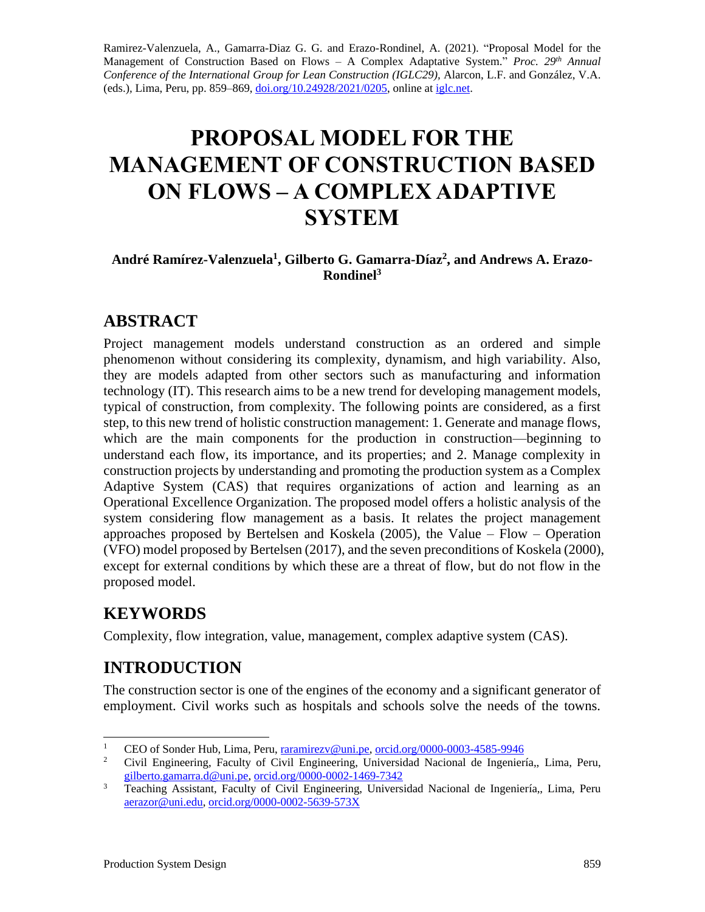Ramirez-Valenzuela, A., Gamarra-Diaz G. G. and Erazo-Rondinel, A. (2021). "Proposal Model for the Management of Construction Based on Flows – A Complex Adaptative System." *Proc. 29th Annual Conference of the International Group for Lean Construction (IGLC29),* Alarcon, L.F. and González, V.A. (eds.), Lima, Peru, pp. 859–869, doi.org/10.24928/2021/0205, online at iglc.net.

# PROPOSAL MODEL FOR THE MANAGEMENT OF CONSTRUCTION BASED ON FLOWS – A COMPLEX ADAPTIVE SYSTEM

**André Ramírez-Valenzuela[1], Gilberto G. Gamarra-Díaz[2], and Andrews A. Erazo-Rondinel[3]**

## ABSTRACT

Project management models understand construction as an ordered and simple phenomenon without considering its complexity, dynamism, and high variability. Also, they are models adapted from other sectors such as manufacturing and information technology (IT). This research aims to be a new trend for developing management models, typical of construction, from complexity. The following points are considered, as a first step, to this new trend of holistic construction management: 1. Generate and manage flows, which are the main components for the production in construction—beginning to understand each flow, its importance, and its properties; and 2. Manage complexity in construction projects by understanding and promoting the production system as a Complex Adaptive System (CAS) that requires organizations of action and learning as an Operational Excellence Organization. The proposed model offers a holistic analysis of the system considering flow management as a basis. It relates the project management approaches proposed by Bertelsen and Koskela (2005), the Value – Flow – Operation (VFO) model proposed by Bertelsen (2017), and the seven preconditions of Koskela (2000), except for external conditions by which these are a threat of flow, but do not flow in the proposed model.

## KEYWORDS

Complexity, flow integration, value, management, complex adaptive system (CAS).

## INTRODUCTION

The construction sector is one of the engines of the economy and a significant generator of employment. Civil works such as hospitals and schools solve the needs of the towns.

[1] CEO of Sonder Hub, Lima, Peru, raramirezv@uni.pe, orcid.org/0000-0003-4585-9946

[2] Civil Engineering, Faculty of Civil Engineering, Universidad Nacional de Ingeniería,, Lima, Peru, gilberto.gamarra.d@uni.pe, orcid.org/0000-0002-1469-7342

[3] Teaching Assistant, Faculty of Civil Engineering, Universidad Nacional de Ingeniería,, Lima, Peru aerazor@uni.edu, orcid.org/0000-0002-5639-573X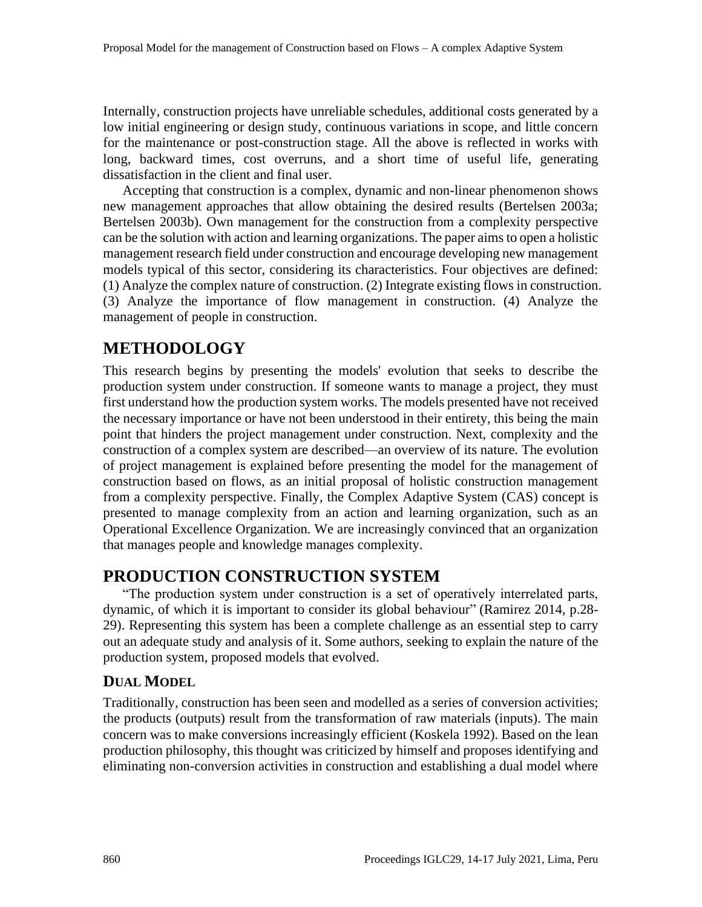Internally, construction projects have unreliable schedules, additional costs generated by a low initial engineering or design study, continuous variations in scope, and little concern for the maintenance or post-construction stage. All the above is reflected in works with long, backward times, cost overruns, and a short time of useful life, generating dissatisfaction in the client and final user.

Accepting that construction is a complex, dynamic and non-linear phenomenon shows new management approaches that allow obtaining the desired results (Bertelsen 2003a; Bertelsen 2003b). Own management for the construction from a complexity perspective can be the solution with action and learning organizations. The paper aims to open a holistic management research field under construction and encourage developing new management models typical of this sector, considering its characteristics. Four objectives are defined: (1) Analyze the complex nature of construction. (2) Integrate existing flows in construction. (3) Analyze the importance of flow management in construction. (4) Analyze the management of people in construction.

# METHODOLOGY

This research begins by presenting the models' evolution that seeks to describe the production system under construction. If someone wants to manage a project, they must first understand how the production system works. The models presented have not received the necessary importance or have not been understood in their entirety, this being the main point that hinders the project management under construction. Next, complexity and the construction of a complex system are described—an overview of its nature. The evolution of project management is explained before presenting the model for the management of construction based on flows, as an initial proposal of holistic construction management from a complexity perspective. Finally, the Complex Adaptive System (CAS) concept is presented to manage complexity from an action and learning organization, such as an Operational Excellence Organization. We are increasingly convinced that an organization that manages people and knowledge manages complexity.

# PRODUCTION CONSTRUCTION SYSTEM

"The production system under construction is a set of operatively interrelated parts, dynamic, of which it is important to consider its global behaviour" (Ramirez 2014, p.28-29). Representing this system has been a complete challenge as an essential step to carry out an adequate study and analysis of it. Some authors, seeking to explain the nature of the production system, proposed models that evolved.

## DUAL MODEL

Traditionally, construction has been seen and modelled as a series of conversion activities; the products (outputs) result from the transformation of raw materials (inputs). The main concern was to make conversions increasingly efficient (Koskela 1992). Based on the lean production philosophy, this thought was criticized by himself and proposes identifying and eliminating non-conversion activities in construction and establishing a dual model where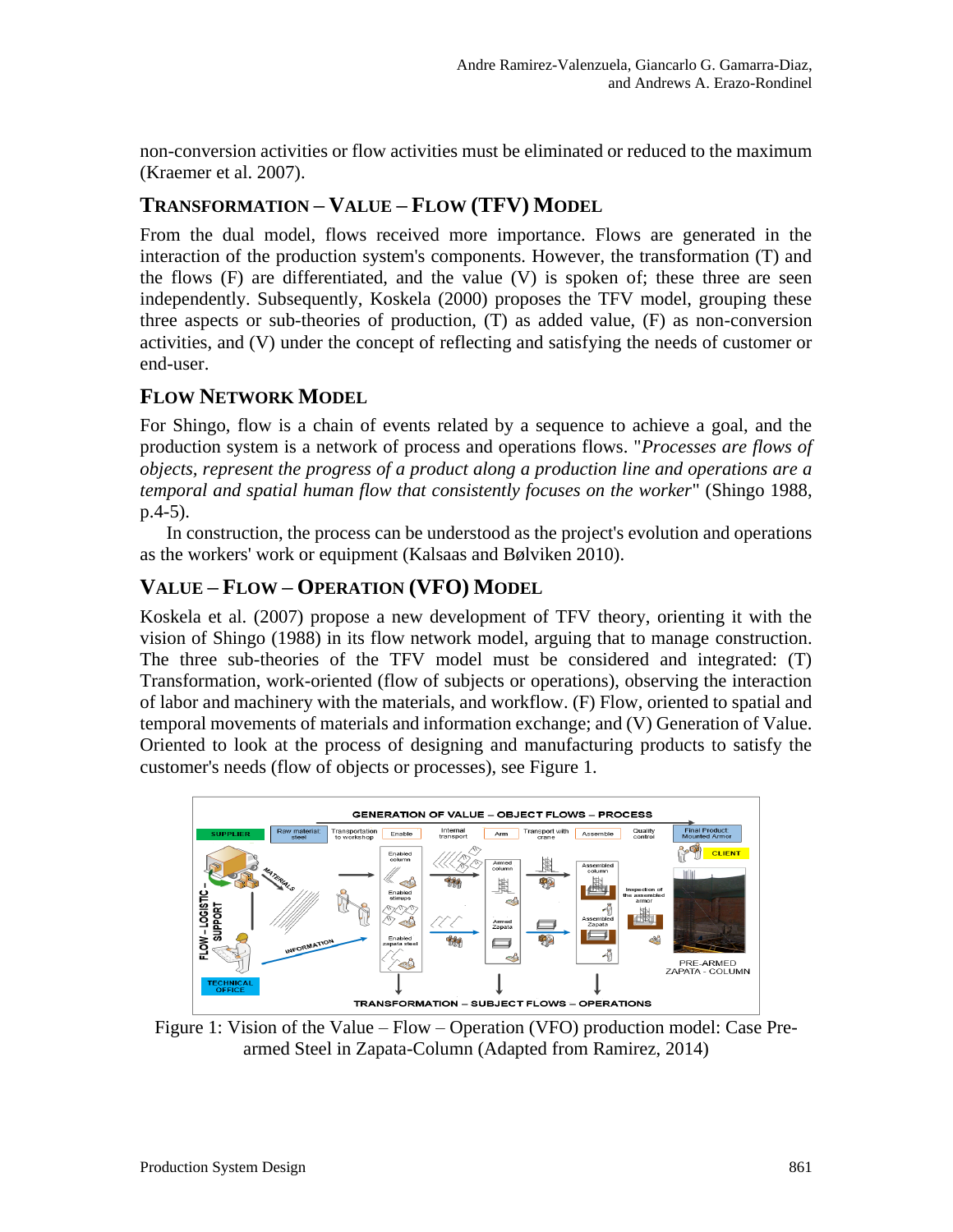non-conversion activities or flow activities must be eliminated or reduced to the maximum (Kraemer et al. 2007).

## Transformation – Value – Flow (TFV) Model

From the dual model, flows received more importance. Flows are generated in the interaction of the production system's components. However, the transformation (T) and the flows (F) are differentiated, and the value (V) is spoken of; these three are seen independently. Subsequently, Koskela (2000) proposes the TFV model, grouping these three aspects or sub-theories of production, (T) as added value, (F) as non-conversion activities, and (V) under the concept of reflecting and satisfying the needs of customer or end-user.

## Flow Network Model

For Shingo, flow is a chain of events related by a sequence to achieve a goal, and the production system is a network of process and operations flows. "*Processes are flows of objects, represent the progress of a product along a production line and operations are a temporal and spatial human flow that consistently focuses on the worker*" (Shingo 1988, p.4-5).

In construction, the process can be understood as the project's evolution and operations as the workers' work or equipment (Kalsaas and Bølviken 2010).

## Value – Flow – Operation (VFO) Model

Koskela et al. (2007) propose a new development of TFV theory, orienting it with the vision of Shingo (1988) in its flow network model, arguing that to manage construction. The three sub-theories of the TFV model must be considered and integrated: (T) Transformation, work-oriented (flow of subjects or operations), observing the interaction of labor and machinery with the materials, and workflow. (F) Flow, oriented to spatial and temporal movements of materials and information exchange; and (V) Generation of Value. Oriented to look at the process of designing and manufacturing products to satisfy the customer's needs (flow of objects or processes), see Figure 1.

Figure 1: Vision of the Value – Flow – Operation (VFO) production model: Case Pre-armed Steel in Zapata-Column (Adapted from Ramirez, 2014)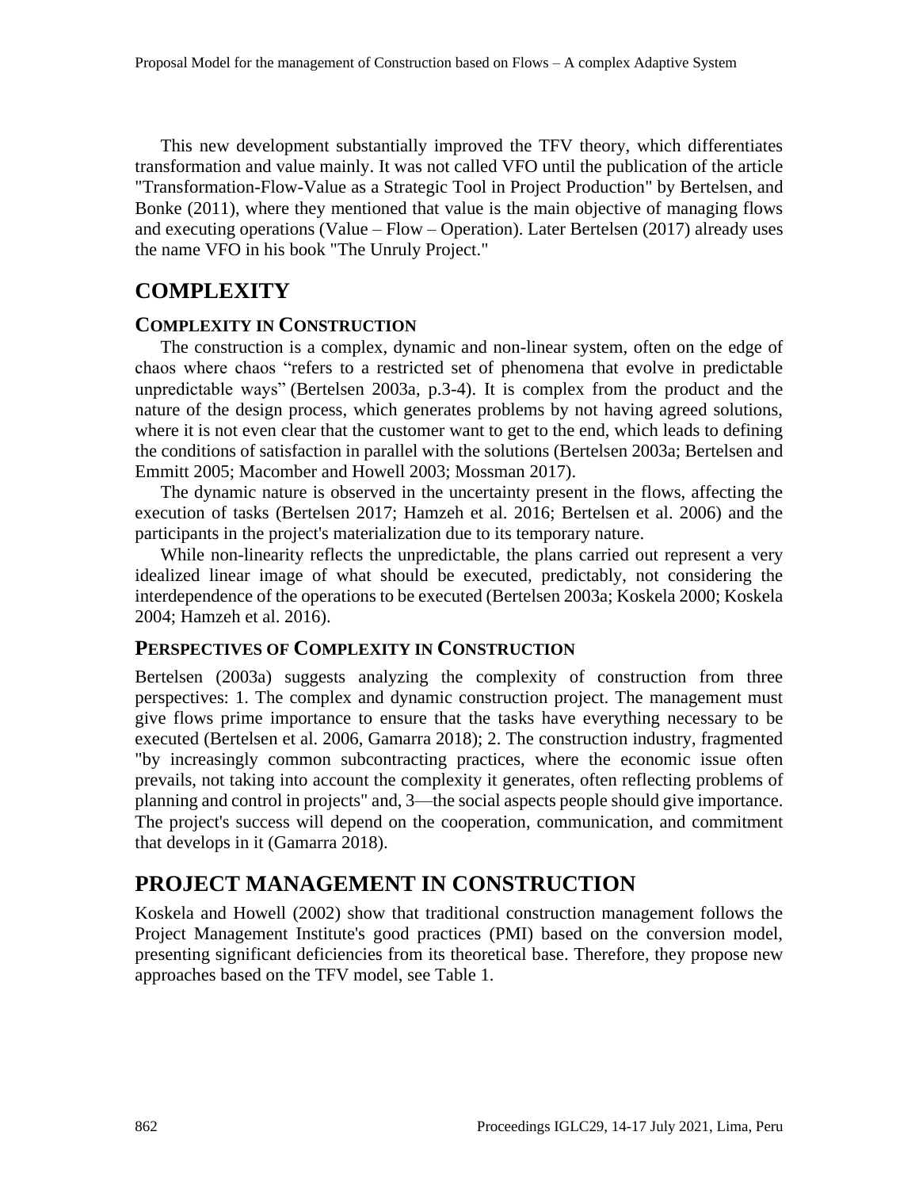This new development substantially improved the TFV theory, which differentiates transformation and value mainly. It was not called VFO until the publication of the article "Transformation-Flow-Value as a Strategic Tool in Project Production" by Bertelsen, and Bonke (2011), where they mentioned that value is the main objective of managing flows and executing operations (Value – Flow – Operation). Later Bertelsen (2017) already uses the name VFO in his book "The Unruly Project."

# COMPLEXITY

## COMPLEXITY IN CONSTRUCTION

The construction is a complex, dynamic and non-linear system, often on the edge of chaos where chaos "refers to a restricted set of phenomena that evolve in predictable unpredictable ways" (Bertelsen 2003a, p.3-4). It is complex from the product and the nature of the design process, which generates problems by not having agreed solutions, where it is not even clear that the customer want to get to the end, which leads to defining the conditions of satisfaction in parallel with the solutions (Bertelsen 2003a; Bertelsen and Emmitt 2005; Macomber and Howell 2003; Mossman 2017).

The dynamic nature is observed in the uncertainty present in the flows, affecting the execution of tasks (Bertelsen 2017; Hamzeh et al. 2016; Bertelsen et al. 2006) and the participants in the project's materialization due to its temporary nature.

While non-linearity reflects the unpredictable, the plans carried out represent a very idealized linear image of what should be executed, predictably, not considering the interdependence of the operations to be executed (Bertelsen 2003a; Koskela 2000; Koskela 2004; Hamzeh et al. 2016).

## PERSPECTIVES OF COMPLEXITY IN CONSTRUCTION

Bertelsen (2003a) suggests analyzing the complexity of construction from three perspectives: 1. The complex and dynamic construction project. The management must give flows prime importance to ensure that the tasks have everything necessary to be executed (Bertelsen et al. 2006, Gamarra 2018); 2. The construction industry, fragmented "by increasingly common subcontracting practices, where the economic issue often prevails, not taking into account the complexity it generates, often reflecting problems of planning and control in projects" and, 3—the social aspects people should give importance. The project's success will depend on the cooperation, communication, and commitment that develops in it (Gamarra 2018).

# PROJECT MANAGEMENT IN CONSTRUCTION

Koskela and Howell (2002) show that traditional construction management follows the Project Management Institute's good practices (PMI) based on the conversion model, presenting significant deficiencies from its theoretical base. Therefore, they propose new approaches based on the TFV model, see Table 1.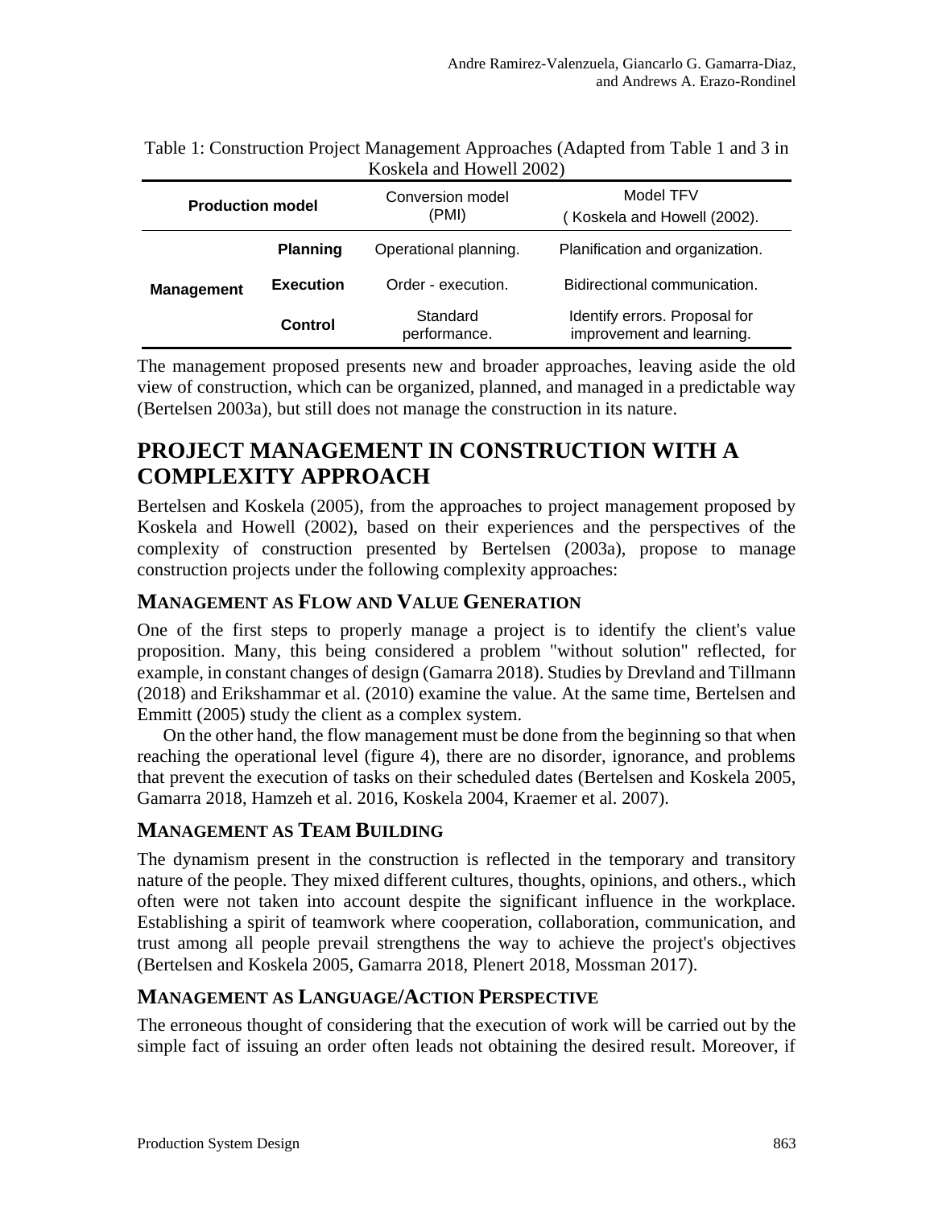Table 1: Construction Project Management Approaches (Adapted from Table 1 and 3 in Koskela and Howell 2002)

| Production model | | Conversion model (PMI) | Model TFV ( Koskela and Howell (2002). |
|---|---|---|---|
| Management | Planning | Operational planning. | Planification and organization. |
| | Execution | Order - execution. | Bidirectional communication. |
| | Control | Standard performance. | Identify errors. Proposal for improvement and learning. |

The management proposed presents new and broader approaches, leaving aside the old view of construction, which can be organized, planned, and managed in a predictable way (Bertelsen 2003a), but still does not manage the construction in its nature.

## PROJECT MANAGEMENT IN CONSTRUCTION WITH A COMPLEXITY APPROACH

Bertelsen and Koskela (2005), from the approaches to project management proposed by Koskela and Howell (2002), based on their experiences and the perspectives of the complexity of construction presented by Bertelsen (2003a), propose to manage construction projects under the following complexity approaches:

### MANAGEMENT AS FLOW AND VALUE GENERATION

One of the first steps to properly manage a project is to identify the client's value proposition. Many, this being considered a problem "without solution" reflected, for example, in constant changes of design (Gamarra 2018). Studies by Drevland and Tillmann (2018) and Erikshammar et al. (2010) examine the value. At the same time, Bertelsen and Emmitt (2005) study the client as a complex system.

On the other hand, the flow management must be done from the beginning so that when reaching the operational level (figure 4), there are no disorder, ignorance, and problems that prevent the execution of tasks on their scheduled dates (Bertelsen and Koskela 2005, Gamarra 2018, Hamzeh et al. 2016, Koskela 2004, Kraemer et al. 2007).

### MANAGEMENT AS TEAM BUILDING

The dynamism present in the construction is reflected in the temporary and transitory nature of the people. They mixed different cultures, thoughts, opinions, and others., which often were not taken into account despite the significant influence in the workplace. Establishing a spirit of teamwork where cooperation, collaboration, communication, and trust among all people prevail strengthens the way to achieve the project's objectives (Bertelsen and Koskela 2005, Gamarra 2018, Plenert 2018, Mossman 2017).

### MANAGEMENT AS LANGUAGE/ACTION PERSPECTIVE

The erroneous thought of considering that the execution of work will be carried out by the simple fact of issuing an order often leads not obtaining the desired result. Moreover, if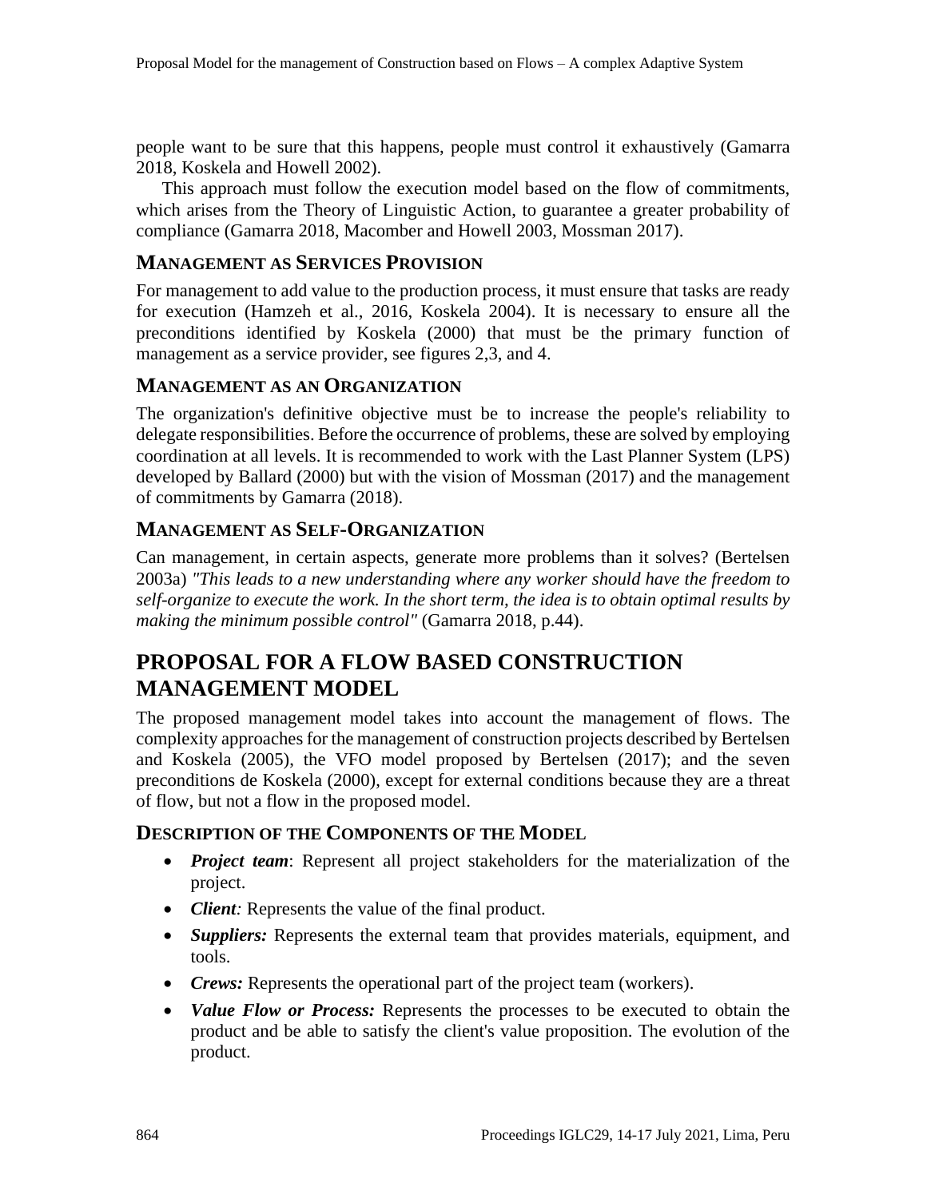people want to be sure that this happens, people must control it exhaustively (Gamarra 2018, Koskela and Howell 2002).

This approach must follow the execution model based on the flow of commitments, which arises from the Theory of Linguistic Action, to guarantee a greater probability of compliance (Gamarra 2018, Macomber and Howell 2003, Mossman 2017).

### MANAGEMENT AS SERVICES PROVISION

For management to add value to the production process, it must ensure that tasks are ready for execution (Hamzeh et al., 2016, Koskela 2004). It is necessary to ensure all the preconditions identified by Koskela (2000) that must be the primary function of management as a service provider, see figures 2,3, and 4.

### MANAGEMENT AS AN ORGANIZATION

The organization's definitive objective must be to increase the people's reliability to delegate responsibilities. Before the occurrence of problems, these are solved by employing coordination at all levels. It is recommended to work with the Last Planner System (LPS) developed by Ballard (2000) but with the vision of Mossman (2017) and the management of commitments by Gamarra (2018).

### MANAGEMENT AS SELF-ORGANIZATION

Can management, in certain aspects, generate more problems than it solves? (Bertelsen 2003a) *"This leads to a new understanding where any worker should have the freedom to self-organize to execute the work. In the short term, the idea is to obtain optimal results by making the minimum possible control"* (Gamarra 2018, p.44).

## PROPOSAL FOR A FLOW BASED CONSTRUCTION MANAGEMENT MODEL

The proposed management model takes into account the management of flows. The complexity approaches for the management of construction projects described by Bertelsen and Koskela (2005), the VFO model proposed by Bertelsen (2017); and the seven preconditions de Koskela (2000), except for external conditions because they are a threat of flow, but not a flow in the proposed model.

### DESCRIPTION OF THE COMPONENTS OF THE MODEL

- ***Project team***: Represent all project stakeholders for the materialization of the project.
- ***Client:*** Represents the value of the final product.
- ***Suppliers:*** Represents the external team that provides materials, equipment, and tools.
- ***Crews:*** Represents the operational part of the project team (workers).
- ***Value Flow or Process:*** Represents the processes to be executed to obtain the product and be able to satisfy the client's value proposition. The evolution of the product.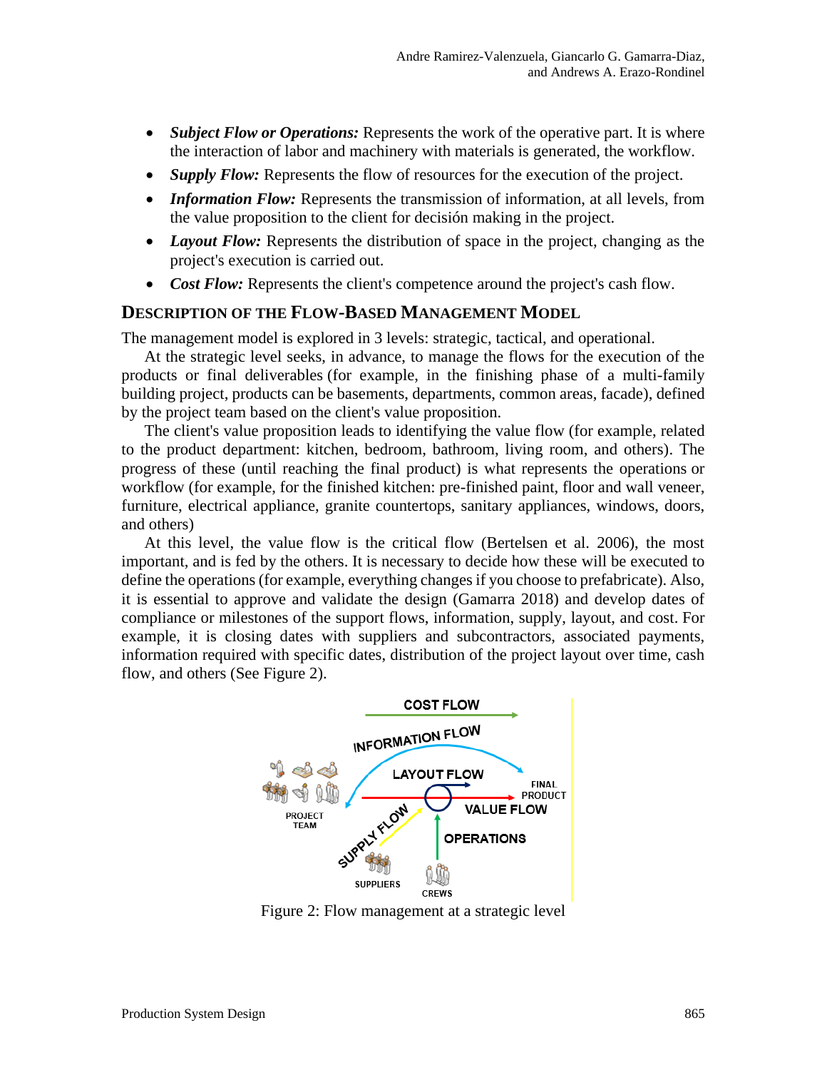- ***Subject Flow or Operations:*** Represents the work of the operative part. It is where the interaction of labor and machinery with materials is generated, the workflow.
- ***Supply Flow:*** Represents the flow of resources for the execution of the project.
- ***Information Flow:*** Represents the transmission of information, at all levels, from the value proposition to the client for decisión making in the project.
- ***Layout Flow:*** Represents the distribution of space in the project, changing as the project's execution is carried out.
- ***Cost Flow:*** Represents the client's competence around the project's cash flow.

## DESCRIPTION OF THE FLOW-BASED MANAGEMENT MODEL

The management model is explored in 3 levels: strategic, tactical, and operational.

At the strategic level seeks, in advance, to manage the flows for the execution of the products or final deliverables (for example, in the finishing phase of a multi-family building project, products can be basements, departments, common areas, facade), defined by the project team based on the client's value proposition.

The client's value proposition leads to identifying the value flow (for example, related to the product department: kitchen, bedroom, bathroom, living room, and others). The progress of these (until reaching the final product) is what represents the operations or workflow (for example, for the finished kitchen: pre-finished paint, floor and wall veneer, furniture, electrical appliance, granite countertops, sanitary appliances, windows, doors, and others)

At this level, the value flow is the critical flow (Bertelsen et al. 2006), the most important, and is fed by the others. It is necessary to decide how these will be executed to define the operations (for example, everything changes if you choose to prefabricate). Also, it is essential to approve and validate the design (Gamarra 2018) and develop dates of compliance or milestones of the support flows, information, supply, layout, and cost. For example, it is closing dates with suppliers and subcontractors, associated payments, information required with specific dates, distribution of the project layout over time, cash flow, and others (See Figure 2).

Figure 2: Flow management at a strategic level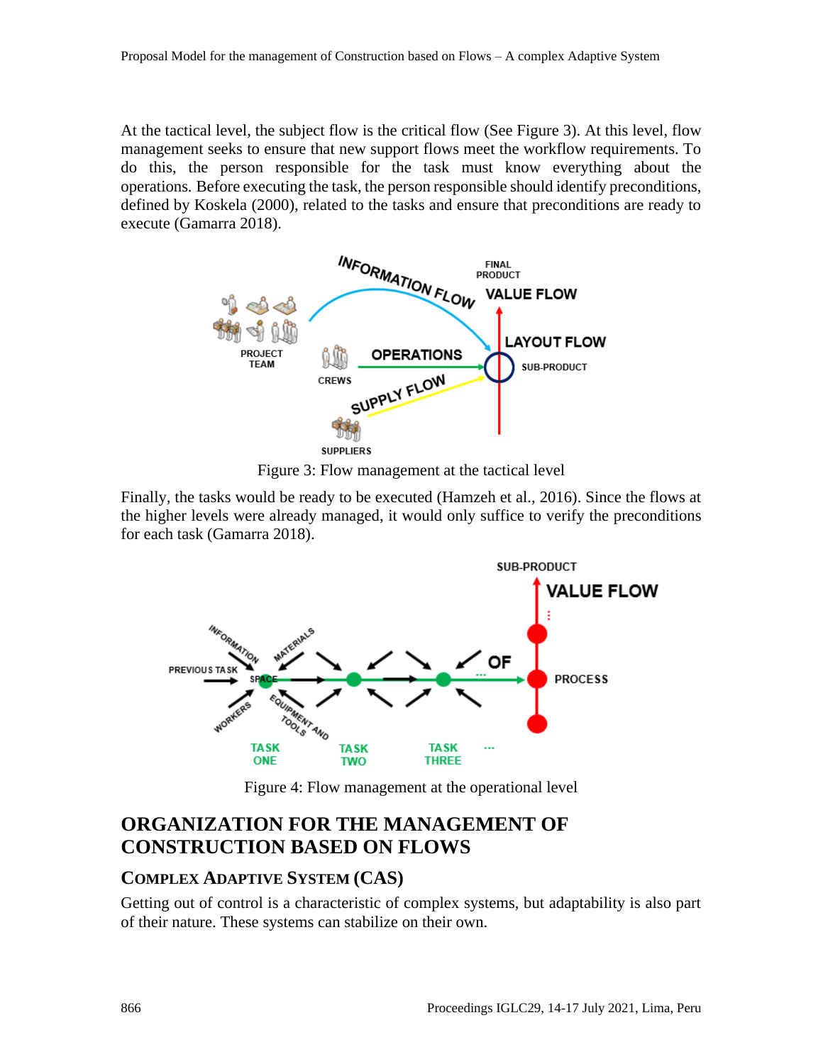At the tactical level, the subject flow is the critical flow (See Figure 3). At this level, flow management seeks to ensure that new support flows meet the workflow requirements. To do this, the person responsible for the task must know everything about the operations. Before executing the task, the person responsible should identify preconditions, defined by Koskela (2000), related to the tasks and ensure that preconditions are ready to execute (Gamarra 2018).

Figure 3: Flow management at the tactical level

Finally, the tasks would be ready to be executed (Hamzeh et al., 2016). Since the flows at the higher levels were already managed, it would only suffice to verify the preconditions for each task (Gamarra 2018).

Figure 4: Flow management at the operational level

## ORGANIZATION FOR THE MANAGEMENT OF CONSTRUCTION BASED ON FLOWS

### COMPLEX ADAPTIVE SYSTEM (CAS)

Getting out of control is a characteristic of complex systems, but adaptability is also part of their nature. These systems can stabilize on their own.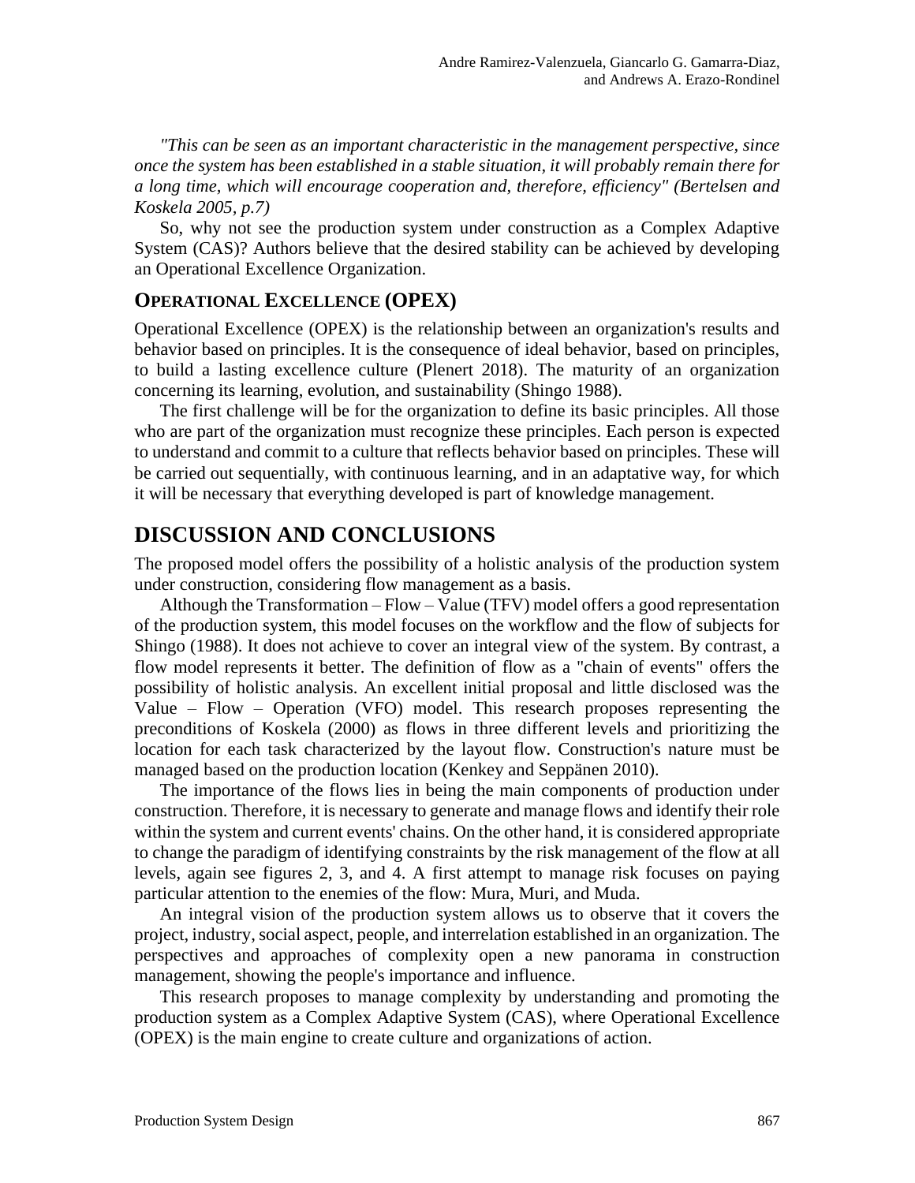*"This can be seen as an important characteristic in the management perspective, since once the system has been established in a stable situation, it will probably remain there for a long time, which will encourage cooperation and, therefore, efficiency" (Bertelsen and Koskela 2005, p.7)*

So, why not see the production system under construction as a Complex Adaptive System (CAS)? Authors believe that the desired stability can be achieved by developing an Operational Excellence Organization.

### OPERATIONAL EXCELLENCE (OPEX)

Operational Excellence (OPEX) is the relationship between an organization's results and behavior based on principles. It is the consequence of ideal behavior, based on principles, to build a lasting excellence culture (Plenert 2018). The maturity of an organization concerning its learning, evolution, and sustainability (Shingo 1988).

The first challenge will be for the organization to define its basic principles. All those who are part of the organization must recognize these principles. Each person is expected to understand and commit to a culture that reflects behavior based on principles. These will be carried out sequentially, with continuous learning, and in an adaptative way, for which it will be necessary that everything developed is part of knowledge management.

## DISCUSSION AND CONCLUSIONS

The proposed model offers the possibility of a holistic analysis of the production system under construction, considering flow management as a basis.

Although the Transformation – Flow – Value (TFV) model offers a good representation of the production system, this model focuses on the workflow and the flow of subjects for Shingo (1988). It does not achieve to cover an integral view of the system. By contrast, a flow model represents it better. The definition of flow as a "chain of events" offers the possibility of holistic analysis. An excellent initial proposal and little disclosed was the Value – Flow – Operation (VFO) model. This research proposes representing the preconditions of Koskela (2000) as flows in three different levels and prioritizing the location for each task characterized by the layout flow. Construction's nature must be managed based on the production location (Kenkey and Seppänen 2010).

The importance of the flows lies in being the main components of production under construction. Therefore, it is necessary to generate and manage flows and identify their role within the system and current events' chains. On the other hand, it is considered appropriate to change the paradigm of identifying constraints by the risk management of the flow at all levels, again see figures 2, 3, and 4. A first attempt to manage risk focuses on paying particular attention to the enemies of the flow: Mura, Muri, and Muda.

An integral vision of the production system allows us to observe that it covers the project, industry, social aspect, people, and interrelation established in an organization. The perspectives and approaches of complexity open a new panorama in construction management, showing the people's importance and influence.

This research proposes to manage complexity by understanding and promoting the production system as a Complex Adaptive System (CAS), where Operational Excellence (OPEX) is the main engine to create culture and organizations of action.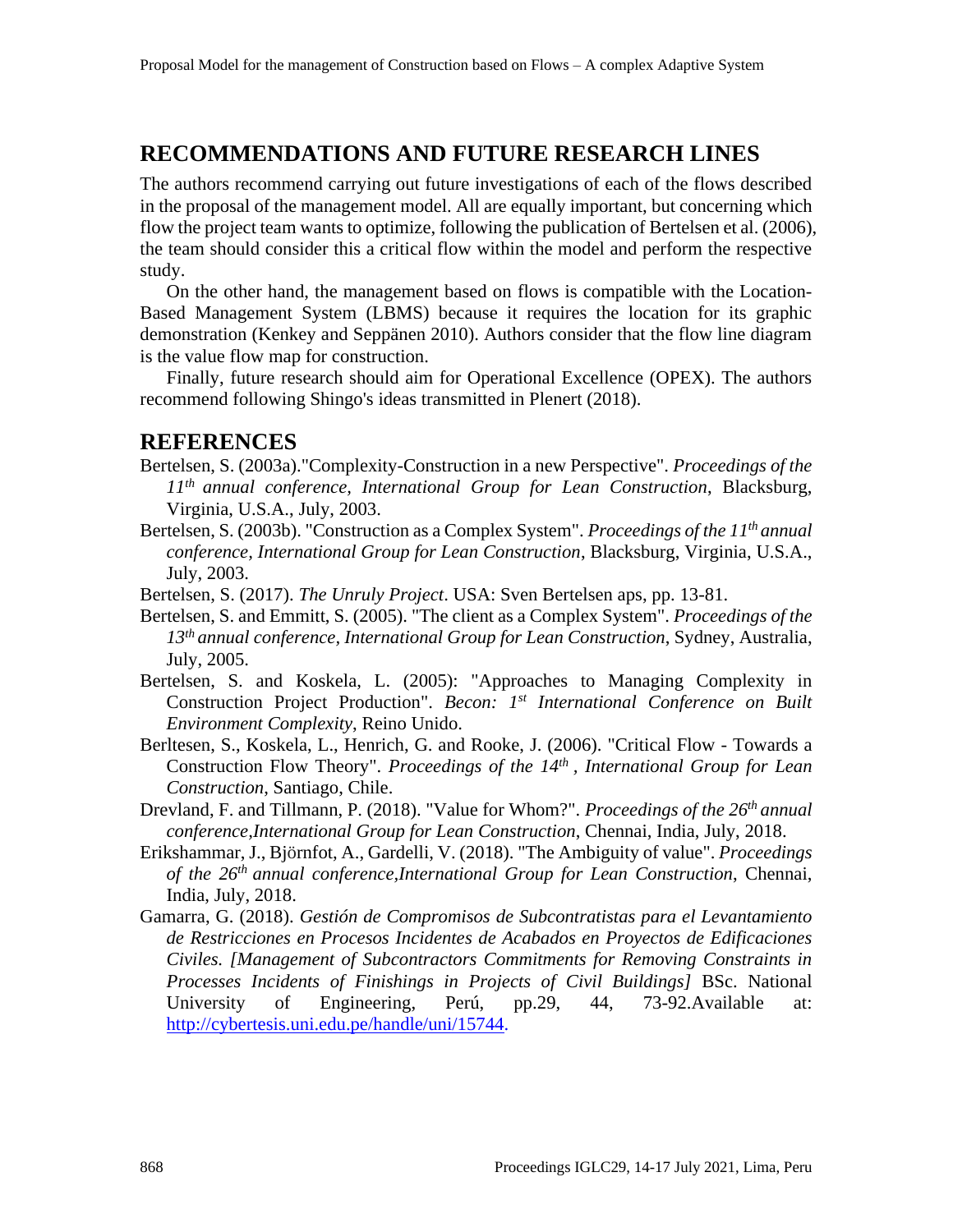## RECOMMENDATIONS AND FUTURE RESEARCH LINES

The authors recommend carrying out future investigations of each of the flows described in the proposal of the management model. All are equally important, but concerning which flow the project team wants to optimize, following the publication of Bertelsen et al. (2006), the team should consider this a critical flow within the model and perform the respective study.

On the other hand, the management based on flows is compatible with the Location-Based Management System (LBMS) because it requires the location for its graphic demonstration (Kenkey and Seppänen 2010). Authors consider that the flow line diagram is the value flow map for construction.

Finally, future research should aim for Operational Excellence (OPEX). The authors recommend following Shingo's ideas transmitted in Plenert (2018).

## REFERENCES

Bertelsen, S. (2003a)."Complexity-Construction in a new Perspective". *Proceedings of the 11th annual conference, International Group for Lean Construction*, Blacksburg, Virginia, U.S.A., July, 2003.

Bertelsen, S. (2003b). "Construction as a Complex System". *Proceedings of the 11th annual conference, International Group for Lean Construction*, Blacksburg, Virginia, U.S.A., July, 2003.

Bertelsen, S. (2017). *The Unruly Project*. USA: Sven Bertelsen aps, pp. 13-81.

Bertelsen, S. and Emmitt, S. (2005). "The client as a Complex System". *Proceedings of the 13th annual conference, International Group for Lean Construction*, Sydney, Australia, July, 2005.

Bertelsen, S. and Koskela, L. (2005): "Approaches to Managing Complexity in Construction Project Production". *Becon: 1st International Conference on Built Environment Complexity*, Reino Unido.

Berltesen, S., Koskela, L., Henrich, G. and Rooke, J. (2006). "Critical Flow - Towards a Construction Flow Theory". *Proceedings of the 14th , International Group for Lean Construction*, Santiago, Chile.

Drevland, F. and Tillmann, P. (2018). "Value for Whom?". *Proceedings of the 26th annual conference,International Group for Lean Construction*, Chennai, India, July, 2018.

Erikshammar, J., Björnfot, A., Gardelli, V. (2018). "The Ambiguity of value". *Proceedings of the 26th annual conference,International Group for Lean Construction*, Chennai, India, July, 2018.

Gamarra, G. (2018). *Gestión de Compromisos de Subcontratistas para el Levantamiento de Restricciones en Procesos Incidentes de Acabados en Proyectos de Edificaciones Civiles. [Management of Subcontractors Commitments for Removing Constraints in Processes Incidents of Finishings in Projects of Civil Buildings]* BSc. National University of Engineering, Perú, pp.29, 44, 73-92.Available at: http://cybertesis.uni.edu.pe/handle/uni/15744.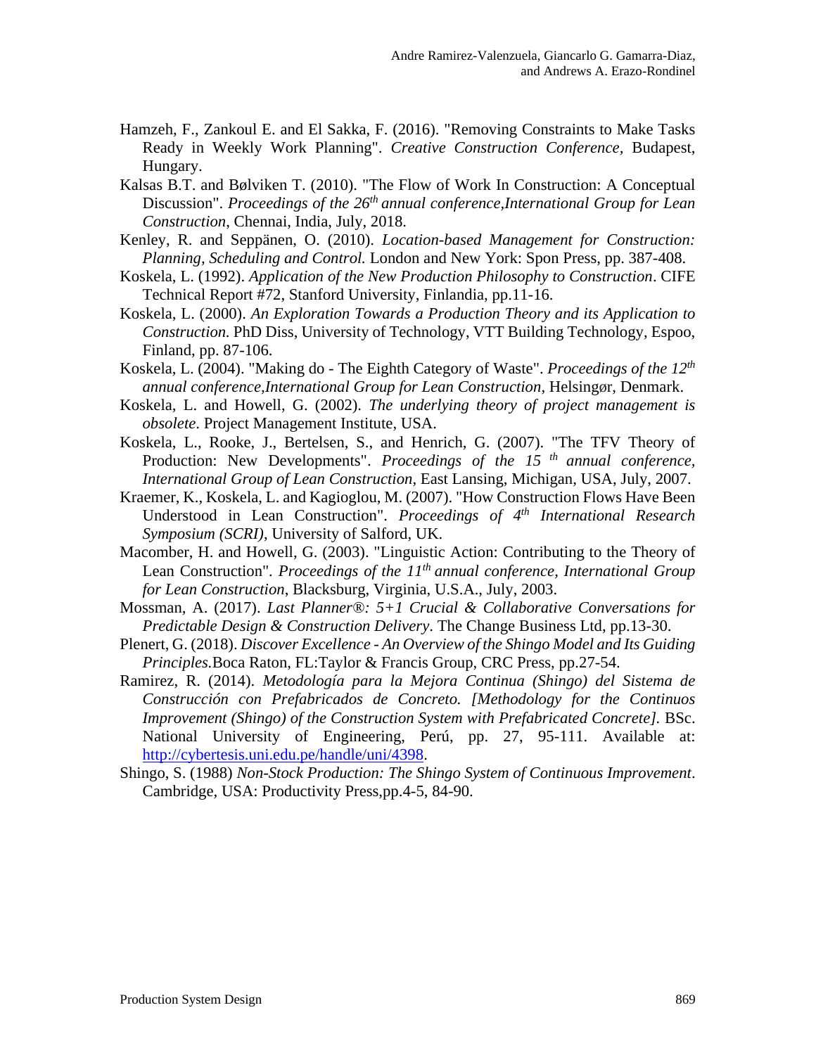Hamzeh, F., Zankoul E. and El Sakka, F. (2016). "Removing Constraints to Make Tasks Ready in Weekly Work Planning". *Creative Construction Conference*, Budapest, Hungary.

Kalsas B.T. and Bølviken T. (2010). "The Flow of Work In Construction: A Conceptual Discussion". *Proceedings of the 26th annual conference,International Group for Lean Construction*, Chennai, India, July, 2018.

Kenley, R. and Seppänen, O. (2010). *Location-based Management for Construction: Planning, Scheduling and Control.* London and New York: Spon Press, pp. 387-408.

Koskela, L. (1992). *Application of the New Production Philosophy to Construction*. CIFE Technical Report #72, Stanford University, Finlandia, pp.11-16.

Koskela, L. (2000). *An Exploration Towards a Production Theory and its Application to Construction.* PhD Diss, University of Technology, VTT Building Technology, Espoo, Finland, pp. 87-106.

Koskela, L. (2004). "Making do - The Eighth Category of Waste". *Proceedings of the 12th annual conference,International Group for Lean Construction*, Helsingør, Denmark.

Koskela, L. and Howell, G. (2002). *The underlying theory of project management is obsolete*. Project Management Institute, USA.

Koskela, L., Rooke, J., Bertelsen, S., and Henrich, G. (2007). "The TFV Theory of Production: New Developments". *Proceedings of the 15 th annual conference, International Group of Lean Construction*, East Lansing, Michigan, USA, July, 2007.

Kraemer, K., Koskela, L. and Kagioglou, M. (2007). "How Construction Flows Have Been Understood in Lean Construction". *Proceedings of 4th International Research Symposium (SCRI)*, University of Salford, UK.

Macomber, H. and Howell, G. (2003). "Linguistic Action: Contributing to the Theory of Lean Construction". *Proceedings of the 11th annual conference, International Group for Lean Construction*, Blacksburg, Virginia, U.S.A., July, 2003.

Mossman, A. (2017). *Last Planner®: 5+1 Crucial & Collaborative Conversations for Predictable Design & Construction Delivery*. The Change Business Ltd, pp.13-30.

Plenert, G. (2018). *Discover Excellence - An Overview of the Shingo Model and Its Guiding Principles.*Boca Raton, FL:Taylor & Francis Group, CRC Press, pp.27-54.

Ramirez, R. (2014). *Metodología para la Mejora Continua (Shingo) del Sistema de Construcción con Prefabricados de Concreto. [Methodology for the Continuos Improvement (Shingo) of the Construction System with Prefabricated Concrete]*. BSc. National University of Engineering, Perú, pp. 27, 95-111. Available at: http://cybertesis.uni.edu.pe/handle/uni/4398.

Shingo, S. (1988) *Non-Stock Production: The Shingo System of Continuous Improvement*. Cambridge, USA: Productivity Press,pp.4-5, 84-90.